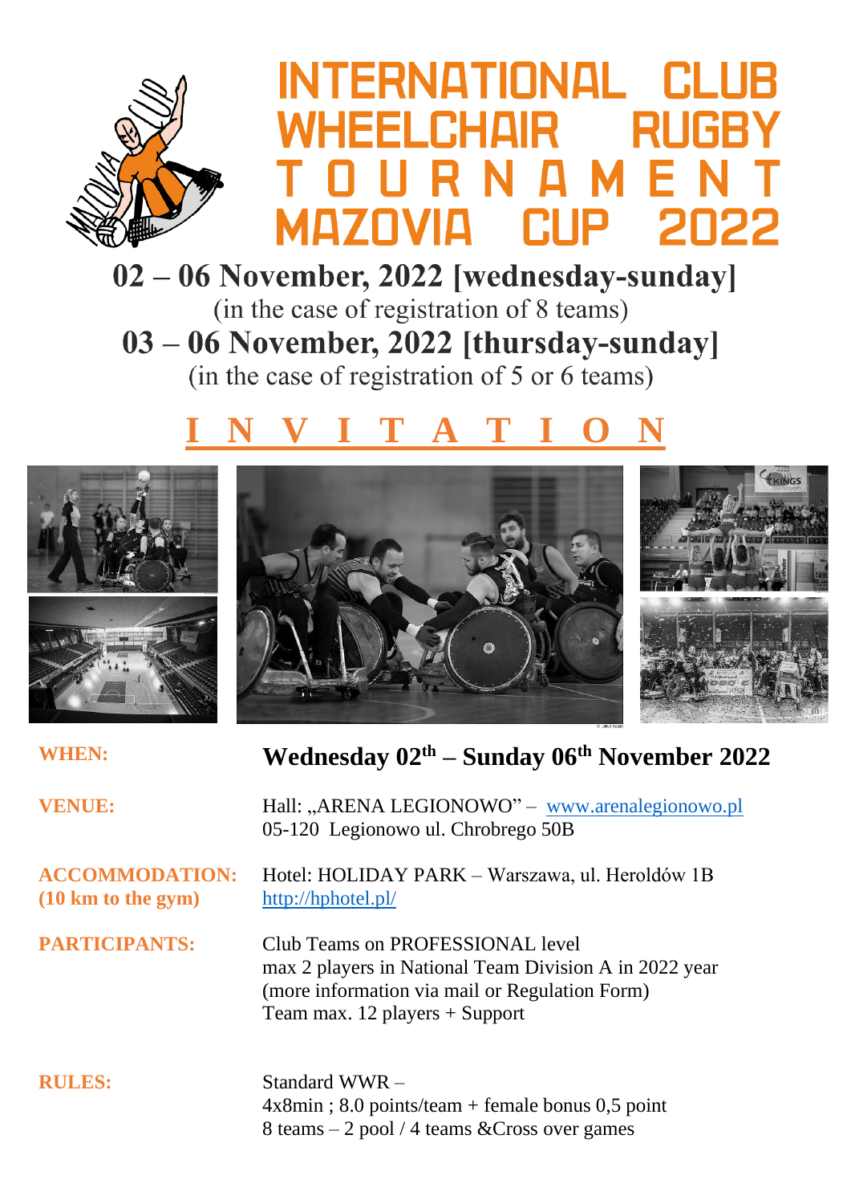# INTERNATIONAL CLUB WHEELCHAIR RUGBY TOURNAMENT MAZOVIA CUP 2022

**02 – 06 November, 2022 [wednesday-sunday]**

(in the case of registration of 8 teams)

**03 – 06 November, 2022 [thursday-sunday]**

(in the case of registration of 5 or 6 teams)

## I N V I T A T I O N

**WHEN:** **Wednesday 02th – Sunday 06th November 2022**

**VENUE:** Hall: „ARENA LEGIONOWO" – www.arenalegionowo.pl
05-120 Legionowo ul. Chrobrego 50B

**ACCOMMODATION: (10 km to the gym)** Hotel: HOLIDAY PARK – Warszawa, ul. Heroldów 1B
http://hphotel.pl/

**PARTICIPANTS:** Club Teams on PROFESSIONAL level
max 2 players in National Team Division A in 2022 year
(more information via mail or Regulation Form)
Team max. 12 players + Support

**RULES:** Standard WWR –
4x8min ; 8.0 points/team + female bonus 0,5 point
8 teams – 2 pool / 4 teams &Cross over games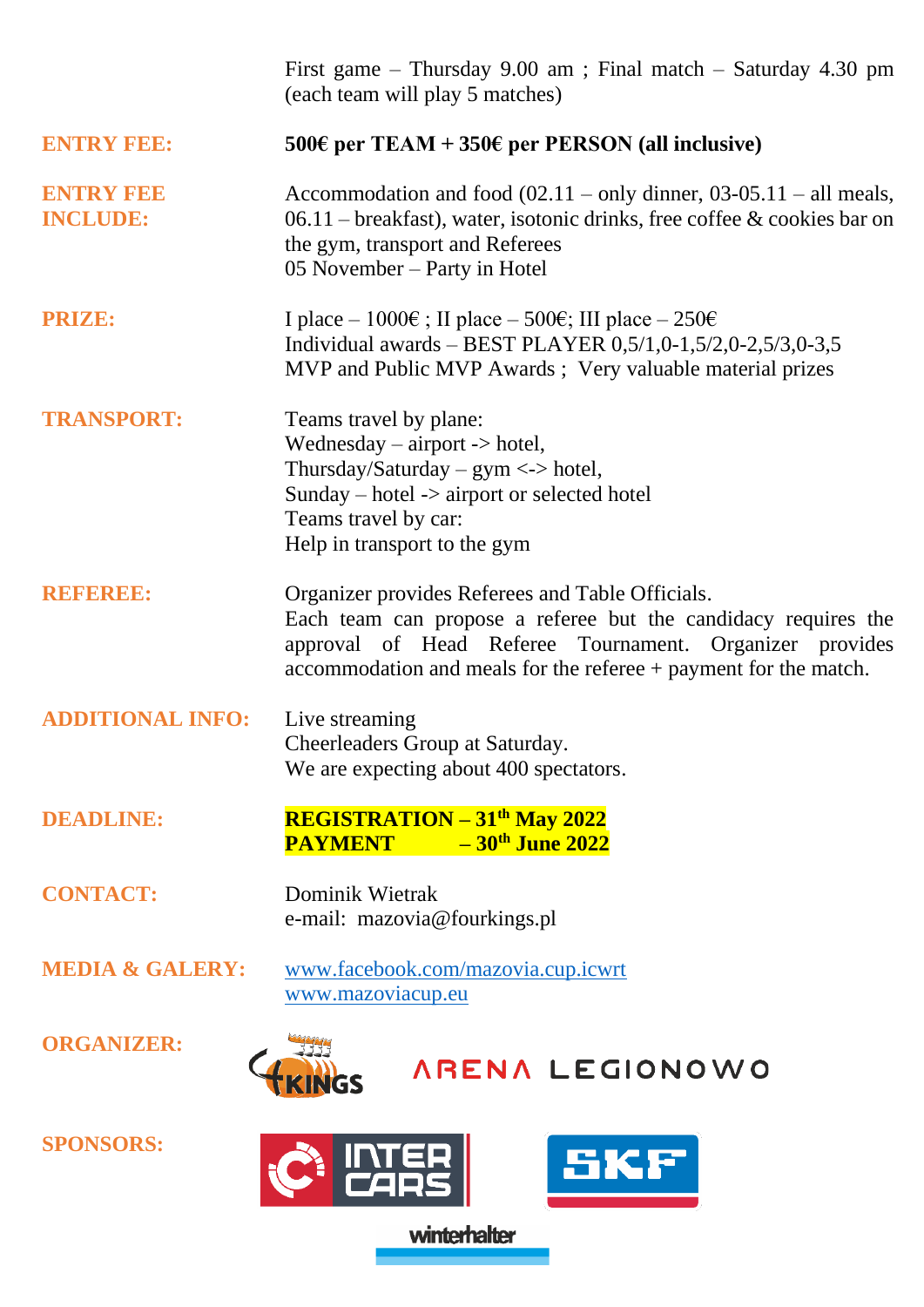First game – Thursday 9.00 am ; Final match – Saturday 4.30 pm (each team will play 5 matches)

**ENTRY FEE:** **500€ per TEAM + 350€ per PERSON (all inclusive)**

**ENTRY FEE INCLUDE:** Accommodation and food (02.11 – only dinner, 03-05.11 – all meals, 06.11 – breakfast), water, isotonic drinks, free coffee & cookies bar on the gym, transport and Referees
05 November – Party in Hotel

**PRIZE:** I place – 1000€ ; II place – 500€; III place – 250€
Individual awards – BEST PLAYER 0,5/1,0-1,5/2,0-2,5/3,0-3,5
MVP and Public MVP Awards ; Very valuable material prizes

**TRANSPORT:** Teams travel by plane:
Wednesday – airport -> hotel,
Thursday/Saturday – gym <-> hotel,
Sunday – hotel -> airport or selected hotel
Teams travel by car:
Help in transport to the gym

**REFEREE:** Organizer provides Referees and Table Officials.
Each team can propose a referee but the candidacy requires the approval of Head Referee Tournament. Organizer provides accommodation and meals for the referee + payment for the match.

**ADDITIONAL INFO:** Live streaming
Cheerleaders Group at Saturday.
We are expecting about 400 spectators.

**DEADLINE:** **REGISTRATION – 31th May 2022**
**PAYMENT – 30th June 2022**

**CONTACT:** Dominik Wietrak
e-mail: mazovia@fourkings.pl

**MEDIA & GALERY:** www.facebook.com/mazovia.cup.icwrt
www.mazoviacup.eu

**ORGANIZER:** 4KINGS ARENA LEGIONOWO

**SPONSORS:** INTER CARS SKF winterhalter